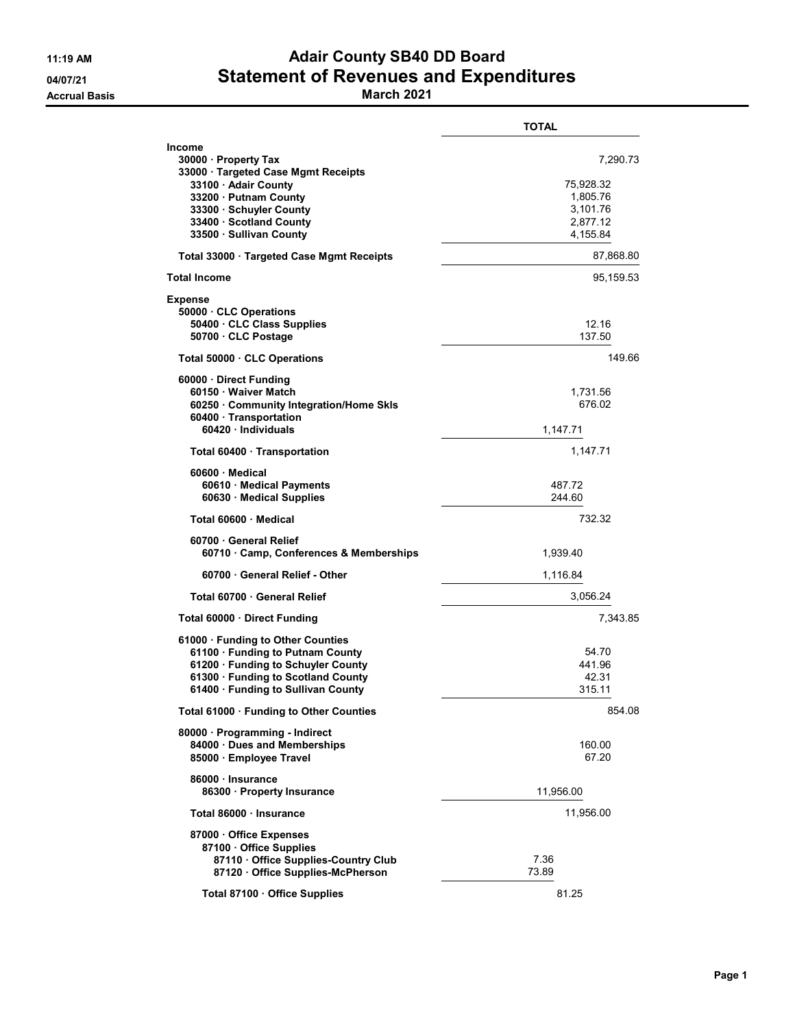# Adair County SB40 DD Board

## Statement of Revenues and Expenditures

**March 2021**

11:19 AM
04/07/21
Accrual Basis

| | TOTAL |
|---|---|
| **Income** | |
| 30000 · Property Tax | 7,290.73 |
| 33000 · Targeted Case Mgmt Receipts | |
| 33100 · Adair County | 75,928.32 |
| 33200 · Putnam County | 1,805.76 |
| 33300 · Schuyler County | 3,101.76 |
| 33400 · Scotland County | 2,877.12 |
| 33500 · Sullivan County | 4,155.84 |
| Total 33000 · Targeted Case Mgmt Receipts | 87,868.80 |
| **Total Income** | 95,159.53 |
| **Expense** | |
| 50000 · CLC Operations | |
| 50400 · CLC Class Supplies | 12.16 |
| 50700 · CLC Postage | 137.50 |
| Total 50000 · CLC Operations | 149.66 |
| 60000 · Direct Funding | |
| 60150 · Waiver Match | 1,731.56 |
| 60250 · Community Integration/Home Skls | 676.02 |
| 60400 · Transportation | |
| 60420 · Individuals | 1,147.71 |
| Total 60400 · Transportation | 1,147.71 |
| 60600 · Medical | |
| 60610 · Medical Payments | 487.72 |
| 60630 · Medical Supplies | 244.60 |
| Total 60600 · Medical | 732.32 |
| 60700 · General Relief | |
| 60710 · Camp, Conferences & Memberships | 1,939.40 |
| 60700 · General Relief - Other | 1,116.84 |
| Total 60700 · General Relief | 3,056.24 |
| Total 60000 · Direct Funding | 7,343.85 |
| 61000 · Funding to Other Counties | |
| 61100 · Funding to Putnam County | 54.70 |
| 61200 · Funding to Schuyler County | 441.96 |
| 61300 · Funding to Scotland County | 42.31 |
| 61400 · Funding to Sullivan County | 315.11 |
| Total 61000 · Funding to Other Counties | 854.08 |
| 80000 · Programming - Indirect | |
| 84000 · Dues and Memberships | 160.00 |
| 85000 · Employee Travel | 67.20 |
| 86000 · Insurance | |
| 86300 · Property Insurance | 11,956.00 |
| Total 86000 · Insurance | 11,956.00 |
| 87000 · Office Expenses | |
| 87100 · Office Supplies | |
| 87110 · Office Supplies-Country Club | 7.36 |
| 87120 · Office Supplies-McPherson | 73.89 |
| Total 87100 · Office Supplies | 81.25 |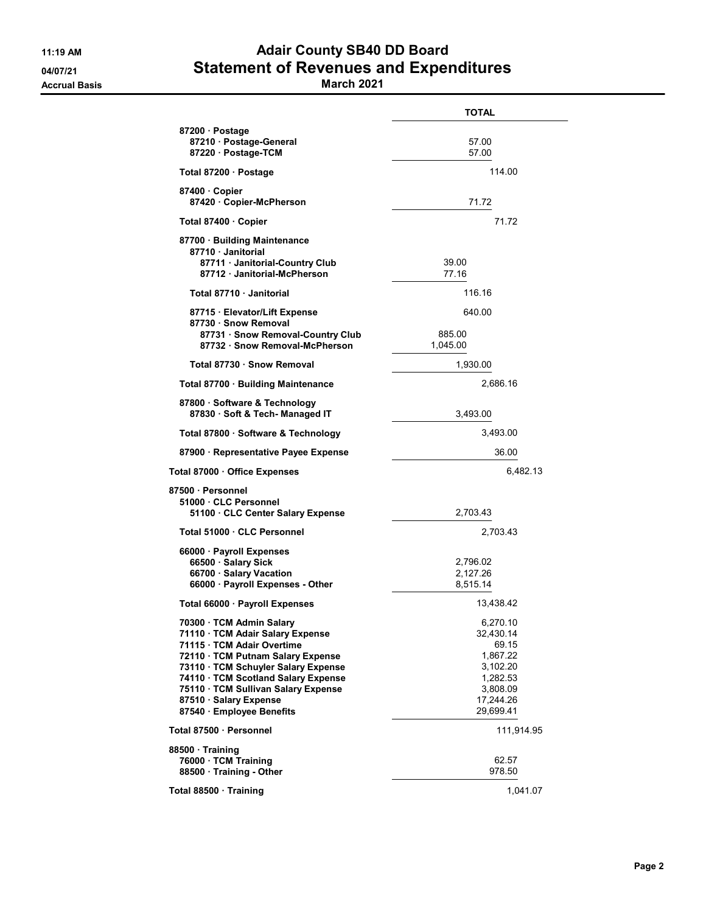# Adair County SB40 DD Board
## Statement of Revenues and Expenditures
### March 2021

11:19 AM
04/07/21
Accrual Basis

| | TOTAL |
|---|---|
| 87200 · Postage | |
| 87210 · Postage-General | 57.00 |
| 87220 · Postage-TCM | 57.00 |
| **Total 87200 · Postage** | 114.00 |
| 87400 · Copier | |
| 87420 · Copier-McPherson | 71.72 |
| **Total 87400 · Copier** | 71.72 |
| 87700 · Building Maintenance | |
| 87710 · Janitorial | |
| 87711 · Janitorial-Country Club | 39.00 |
| 87712 · Janitorial-McPherson | 77.16 |
| **Total 87710 · Janitorial** | 116.16 |
| 87715 · Elevator/Lift Expense | 640.00 |
| 87730 · Snow Removal | |
| 87731 · Snow Removal-Country Club | 885.00 |
| 87732 · Snow Removal-McPherson | 1,045.00 |
| **Total 87730 · Snow Removal** | 1,930.00 |
| **Total 87700 · Building Maintenance** | 2,686.16 |
| 87800 · Software & Technology | |
| 87830 · Soft & Tech- Managed IT | 3,493.00 |
| **Total 87800 · Software & Technology** | 3,493.00 |
| 87900 · Representative Payee Expense | 36.00 |
| **Total 87000 · Office Expenses** | 6,482.13 |
| 87500 · Personnel | |
| 51000 · CLC Personnel | |
| 51100 · CLC Center Salary Expense | 2,703.43 |
| **Total 51000 · CLC Personnel** | 2,703.43 |
| 66000 · Payroll Expenses | |
| 66500 · Salary Sick | 2,796.02 |
| 66700 · Salary Vacation | 2,127.26 |
| 66000 · Payroll Expenses - Other | 8,515.14 |
| **Total 66000 · Payroll Expenses** | 13,438.42 |
| 70300 · TCM Admin Salary | 6,270.10 |
| 71110 · TCM Adair Salary Expense | 32,430.14 |
| 71115 · TCM Adair Overtime | 69.15 |
| 72110 · TCM Putnam Salary Expense | 1,867.22 |
| 73110 · TCM Schuyler Salary Expense | 3,102.20 |
| 74110 · TCM Scotland Salary Expense | 1,282.53 |
| 75110 · TCM Sullivan Salary Expense | 3,808.09 |
| 87510 · Salary Expense | 17,244.26 |
| 87540 · Employee Benefits | 29,699.41 |
| **Total 87500 · Personnel** | 111,914.95 |
| 88500 · Training | |
| 76000 · TCM Training | 62.57 |
| 88500 · Training - Other | 978.50 |
| **Total 88500 · Training** | 1,041.07 |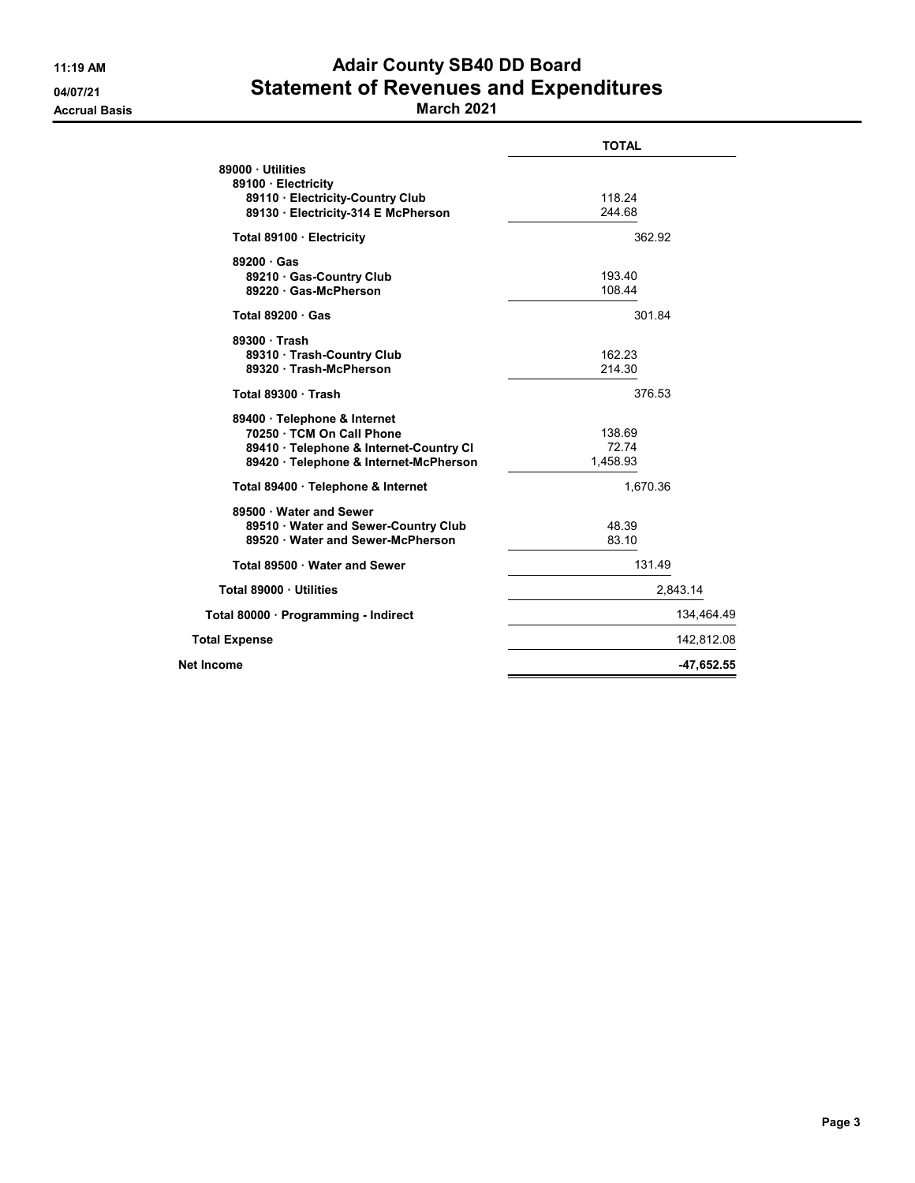# Adair County SB40 DD Board

## Statement of Revenues and Expenditures

### March 2021

11:19 AM
04/07/21
Accrual Basis

| | TOTAL |
|---|---|
| 89000 · Utilities | |
| 89100 · Electricity | |
| 89110 · Electricity-Country Club | 118.24 |
| 89130 · Electricity-314 E McPherson | 244.68 |
| Total 89100 · Electricity | 362.92 |
| 89200 · Gas | |
| 89210 · Gas-Country Club | 193.40 |
| 89220 · Gas-McPherson | 108.44 |
| Total 89200 · Gas | 301.84 |
| 89300 · Trash | |
| 89310 · Trash-Country Club | 162.23 |
| 89320 · Trash-McPherson | 214.30 |
| Total 89300 · Trash | 376.53 |
| 89400 · Telephone & Internet | |
| 70250 · TCM On Call Phone | 138.69 |
| 89410 · Telephone & Internet-Country Cl | 72.74 |
| 89420 · Telephone & Internet-McPherson | 1,458.93 |
| Total 89400 · Telephone & Internet | 1,670.36 |
| 89500 · Water and Sewer | |
| 89510 · Water and Sewer-Country Club | 48.39 |
| 89520 · Water and Sewer-McPherson | 83.10 |
| Total 89500 · Water and Sewer | 131.49 |
| Total 89000 · Utilities | 2,843.14 |
| Total 80000 · Programming - Indirect | 134,464.49 |
| Total Expense | 142,812.08 |
| **Net Income** | **-47,652.55** |